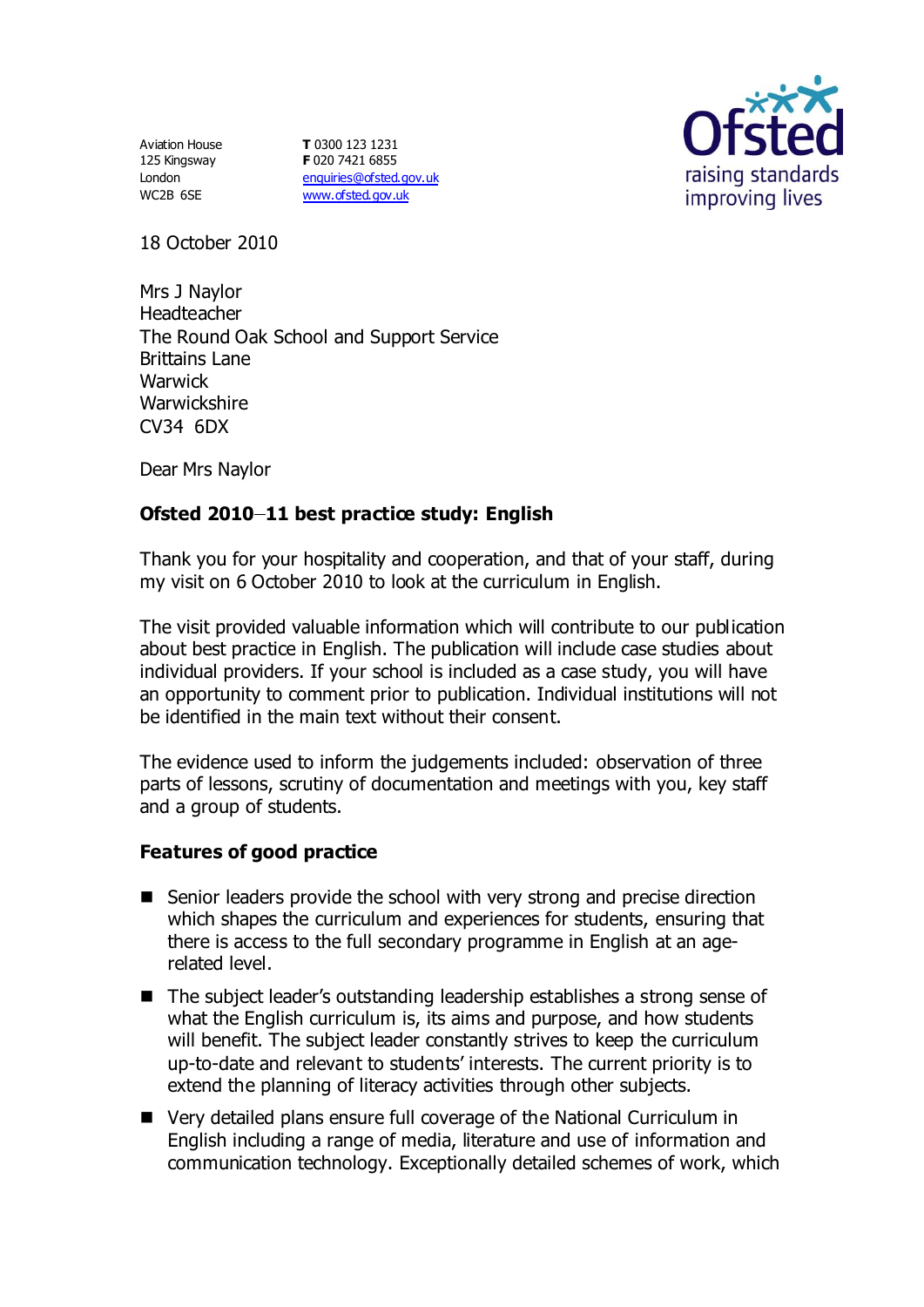Aviation House
125 Kingsway
London
WC2B 6SE

**T** 0300 123 1231
**F** 020 7421 6855
enquiries@ofsted.gov.uk
www.ofsted.gov.uk

18 October 2010

Mrs J Naylor
Headteacher
The Round Oak School and Support Service
Brittains Lane
Warwick
Warwickshire
CV34 6DX

Dear Mrs Naylor

**Ofsted 2010–11 best practice study: English**

Thank you for your hospitality and cooperation, and that of your staff, during my visit on 6 October 2010 to look at the curriculum in English.

The visit provided valuable information which will contribute to our publication about best practice in English. The publication will include case studies about individual providers. If your school is included as a case study, you will have an opportunity to comment prior to publication. Individual institutions will not be identified in the main text without their consent.

The evidence used to inform the judgements included: observation of three parts of lessons, scrutiny of documentation and meetings with you, key staff and a group of students.

**Features of good practice**

- Senior leaders provide the school with very strong and precise direction which shapes the curriculum and experiences for students, ensuring that there is access to the full secondary programme in English at an age-related level.
- The subject leader's outstanding leadership establishes a strong sense of what the English curriculum is, its aims and purpose, and how students will benefit. The subject leader constantly strives to keep the curriculum up-to-date and relevant to students' interests. The current priority is to extend the planning of literacy activities through other subjects.
- Very detailed plans ensure full coverage of the National Curriculum in English including a range of media, literature and use of information and communication technology. Exceptionally detailed schemes of work, which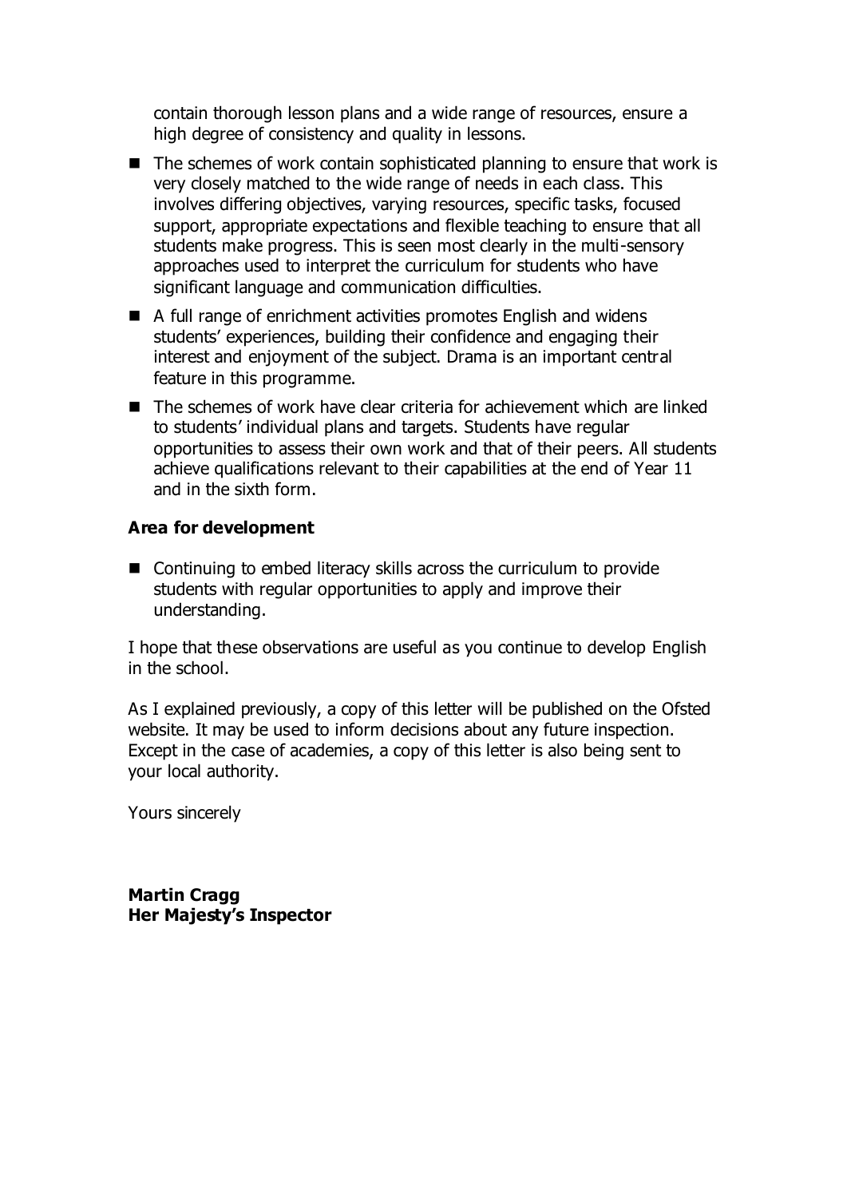contain thorough lesson plans and a wide range of resources, ensure a high degree of consistency and quality in lessons.

- The schemes of work contain sophisticated planning to ensure that work is very closely matched to the wide range of needs in each class. This involves differing objectives, varying resources, specific tasks, focused support, appropriate expectations and flexible teaching to ensure that all students make progress. This is seen most clearly in the multi-sensory approaches used to interpret the curriculum for students who have significant language and communication difficulties.
- A full range of enrichment activities promotes English and widens students' experiences, building their confidence and engaging their interest and enjoyment of the subject. Drama is an important central feature in this programme.
- The schemes of work have clear criteria for achievement which are linked to students' individual plans and targets. Students have regular opportunities to assess their own work and that of their peers. All students achieve qualifications relevant to their capabilities at the end of Year 11 and in the sixth form.

**Area for development**

- Continuing to embed literacy skills across the curriculum to provide students with regular opportunities to apply and improve their understanding.

I hope that these observations are useful as you continue to develop English in the school.

As I explained previously, a copy of this letter will be published on the Ofsted website. It may be used to inform decisions about any future inspection. Except in the case of academies, a copy of this letter is also being sent to your local authority.

Yours sincerely

**Martin Cragg**
**Her Majesty's Inspector**